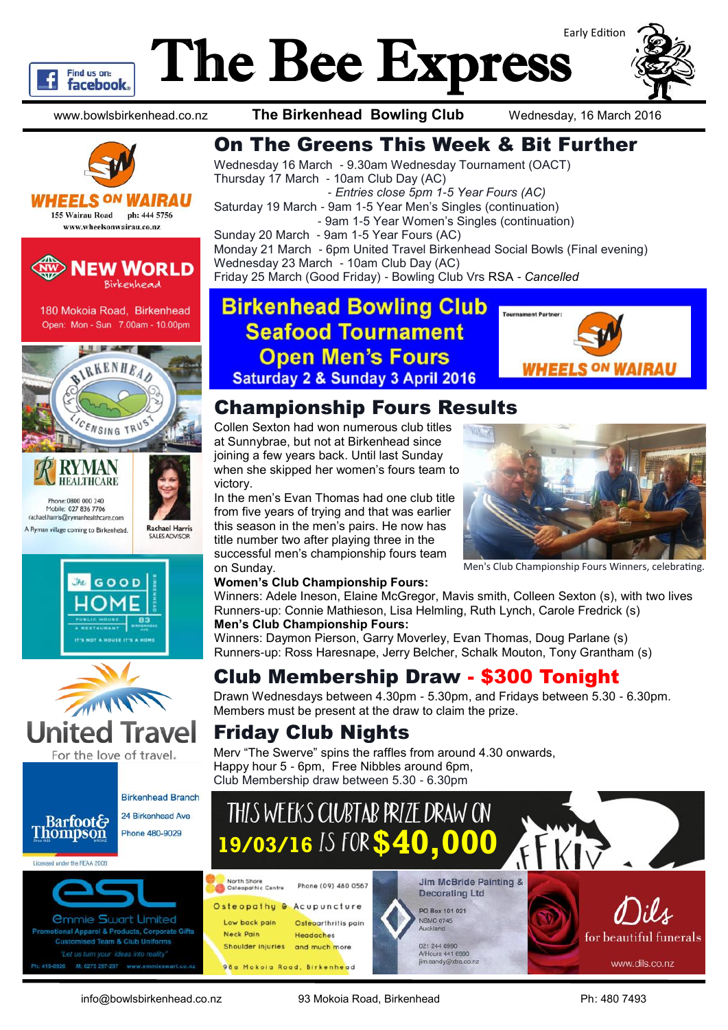# The Bee Express

Early Edition

www.bowlsbirkenhead.co.nz | **The Birkenhead Bowling Club** | Wednesday, 16 March 2016

## On The Greens This Week & Bit Further

Wednesday 16 March - 9.30am Wednesday Tournament (OACT)
Thursday 17 March - 10am Club Day (AC)
- *Entries close 5pm 1-5 Year Fours (AC)*

Saturday 19 March - 9am 1-5 Year Men's Singles (continuation)
- 9am 1-5 Year Women's Singles (continuation)

Sunday 20 March - 9am 1-5 Year Fours (AC)
Monday 21 March - 6pm United Travel Birkenhead Social Bowls (Final evening)
Wednesday 23 March - 10am Club Day (AC)
Friday 25 March (Good Friday) - Bowling Club Vrs RSA - *Cancelled*

**Birkenhead Bowling Club Seafood Tournament Open Men's Fours**
**Saturday 2 & Sunday 3 April 2016**

Tournament Partner: Wheels on Wairau

## Championship Fours Results

Collen Sexton had won numerous club titles at Sunnybrae, but not at Birkenhead since joining a few years back. Until last Sunday when she skipped her women's fours team to victory.

In the men's Evan Thomas had one club title from five years of trying and that was earlier this season in the men's pairs. He now has title number two after playing three in the successful men's championship fours team on Sunday.

Men's Club Championship Fours Winners, celebrating.

**Women's Club Championship Fours:**
Winners: Adele Ineson, Elaine McGregor, Mavis smith, Colleen Sexton (s), with two lives
Runners-up: Connie Mathieson, Lisa Helmling, Ruth Lynch, Carole Fredrick (s)

**Men's Club Championship Fours:**
Winners: Daymon Pierson, Garry Moverley, Evan Thomas, Doug Parlane (s)
Runners-up: Ross Haresnape, Jerry Belcher, Schalk Mouton, Tony Grantham (s)

## Club Membership Draw - $300 Tonight

Drawn Wednesdays between 4.30pm - 5.30pm, and Fridays between 5.30 - 6.30pm. Members must be present at the draw to claim the prize.

## Friday Club Nights

Merv "The Swerve" spins the raffles from around 4.30 onwards,
Happy hour 5 - 6pm, Free Nibbles around 6pm,
Club Membership draw between 5.30 - 6.30pm

THIS WEEKS CLUBTAB PRIZE DRAW ON 19/03/16 IS FOR $40,000

---

WHEELS ON WAIRAU — 155 Wairau Road ph: 444 5756 www.wheelsonwairau.co.nz

NEW WORLD Birkenhead — 180 Mokoia Road, Birkenhead. Open: Mon - Sun 7.00am - 10.00pm

Birkenhead Licensing Trust

RYMAN HEALTHCARE — Phone: 0800 000 240, Mobile: 027 836 7706, rachael.harris@rymanhealthcare.com. A Ryman village coming to Birkenhead. Rachael Harris, Sales Advisor

The Good Home — Public House & Restaurant, 83 Birkenhead Ave. It's not a house it's a home

United Travel — For the love of travel.

Barfoot & Thompson — Birkenhead Branch, 24 Birkenhead Ave, Phone 480-9029. Licensed under the REAA 2008

ESL Emmie Swart Limited — Promotional Apparel & Products, Corporate Gifts, Customised Team & Club Uniforms. "Let us turn your ideas into reality". Ph: 419-0926 M: 0275 257-297 www.emmieswart.co.nz

North Shore Osteopathic Centre — Phone (09) 480 0567. Osteopathy & Acupuncture: Low back pain, Osteoarthritis pain, Neck Pain, Headaches, Shoulder injuries and much more. 98a Mokoia Road, Birkenhead

Jim McBride Painting & Decorating Ltd — PO Box 101 021, NSMC 0745, Auckland. 021 244 6990, A/Hours 441 6990, jim.sandy@xtra.co.nz

Dils for beautiful funerals — www.dils.co.nz

info@bowlsbirkenhead.co.nz | 93 Mokoia Road, Birkenhead | Ph: 480 7493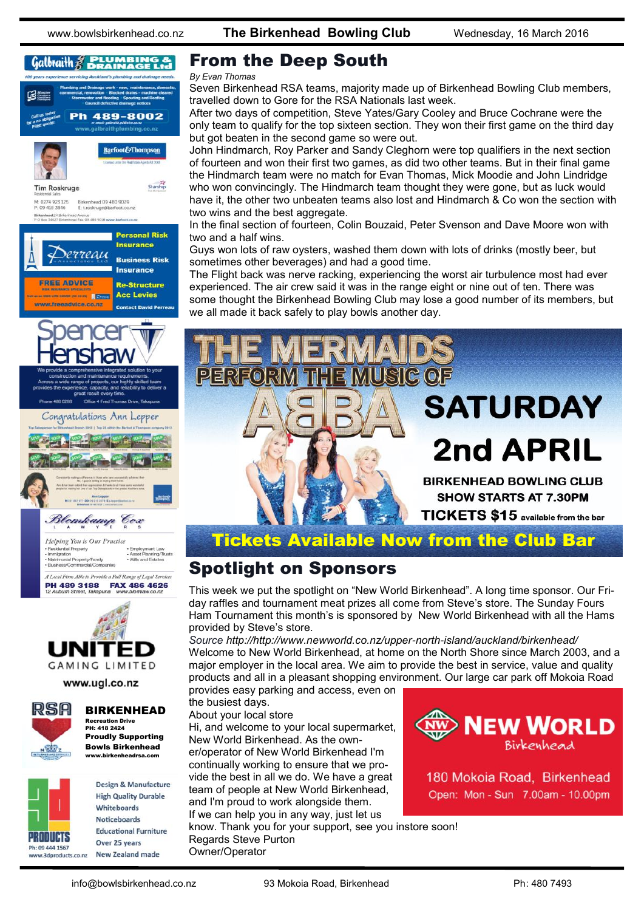## From the Deep South

*By Evan Thomas*

Seven Birkenhead RSA teams, majority made up of Birkenhead Bowling Club members, travelled down to Gore for the RSA Nationals last week.

After two days of competition, Steve Yates/Gary Cooley and Bruce Cochrane were the only team to qualify for the top sixteen section. They won their first game on the third day but got beaten in the second game so were out.

John Hindmarch, Roy Parker and Sandy Cleghorn were top qualifiers in the next section of fourteen and won their first two games, as did two other teams. But in their final game the Hindmarch team were no match for Evan Thomas, Mick Moodie and John Lindridge who won convincingly. The Hindmarch team thought they were gone, but as luck would have it, the other two unbeaten teams also lost and Hindmarch & Co won the section with two wins and the best aggregate.

In the final section of fourteen, Colin Bouzaid, Peter Svenson and Dave Moore won with two and a half wins.

Guys won lots of raw oysters, washed them down with lots of drinks (mostly beer, but sometimes other beverages) and had a good time.

The Flight back was nerve racking, experiencing the worst air turbulence most had ever experienced. The air crew said it was in the range eight or nine out of ten. There was some thought the Birkenhead Bowling Club may lose a good number of its members, but we all made it back safely to play bowls another day.

THE MERMAIDS PERFORM THE MUSIC OF ABBA

SATURDAY 2nd APRIL

BIRKENHEAD BOWLING CLUB

SHOW STARTS AT 7.30PM

TICKETS $15 available from the bar

**Tickets Available Now from the Club Bar**

## Spotlight on Sponsors

This week we put the spotlight on “New World Birkenhead”. A long time sponsor. Our Friday raffles and tournament meat prizes all come from Steve’s store. The Sunday Fours Ham Tournament this month’s is sponsored by New World Birkenhead with all the Hams provided by Steve’s store.

*Source http://http://www.newworld.co.nz/upper-north-island/auckland/birkenhead/*

Welcome to New World Birkenhead, at home on the North Shore since March 2003, and a major employer in the local area. We aim to provide the best in service, value and quality products and all in a pleasant shopping environment. Our large car park off Mokoia Road provides easy parking and access, even on the busiest days.

About your local store

Hi, and welcome to your local supermarket, New World Birkenhead. As the owner/operator of New World Birkenhead I'm continually working to ensure that we provide the best in all we do. We have a great team of people at New World Birkenhead, and I'm proud to work alongside them.

If we can help you in any way, just let us know. Thank you for your support, see you instore soon!

Regards Steve Purton

Owner/Operator

NEW WORLD Birkenhead

180 Mokoia Road, Birkenhead

Open: Mon - Sun 7.00am - 10.00pm

Galbraith PLUMBING & DRAINAGE Ltd — 100 years experience servicing Auckland's plumbing and drainage needs. Plumbing and Drainage work - new, maintenance, domestic, commercial, renovation • Blocked drains - machine cleared • Stormwater and flooding • Spouting and Roofing • Council defective drainage notices. Call us today for a no obligation free quote! Ph 489-8002 www.galbraithplumbing.co.nz

Barfoot&Thompson — Tim Roskruge, Residential Sales. M: 0274 923 125 P: 09 418 3846 Birkenhead 09 480 9029 E: t.roskruge@barfoot.co.nz

Perreau Associates Ltd — Personal Risk Insurance, Business Risk Insurance, Re-Structure, Acc Levies. FREE ADVICE www.freeadvice.co.nz Contact David Perreau

Spencer Henshaw — We provide a comprehensive integrated solution to your construction and maintenance requirements. Across a wide range of projects, our highly skilled team provides the experience, capacity, and reliability to deliver a great result every time. Phone 480 0288 Office 4 Fred Thomas Drive, Takapuna

Congratulations Ann Lepper

Blomkamp Cox Lawyers — Helping You is Our Practice. • Residential Property • Immigration • Matrimonial Property/Family • Business/Commercial/Companies • Employment Law • Asset Planning/Trusts • Wills and Estates. A Local Firm Able to Provide a Full Range of Legal Services. PH 489 3188 FAX 486 4626 12 Auburn Street, Takapuna www.blomlaw.co.nz

UNITED GAMING LIMITED www.ugl.co.nz

RSA BIRKENHEAD Recreation Drive PH: 418 2424 Proudly Supporting Bowls Birkenhead www.birkenheadrsa.com

3d PRODUCTS Ph: 09 444 1567 www.3dproducts.co.nz — Design & Manufacture, High Quality Durable Whiteboards, Noticeboards, Educational Furniture, Over 25 years, New Zealand made